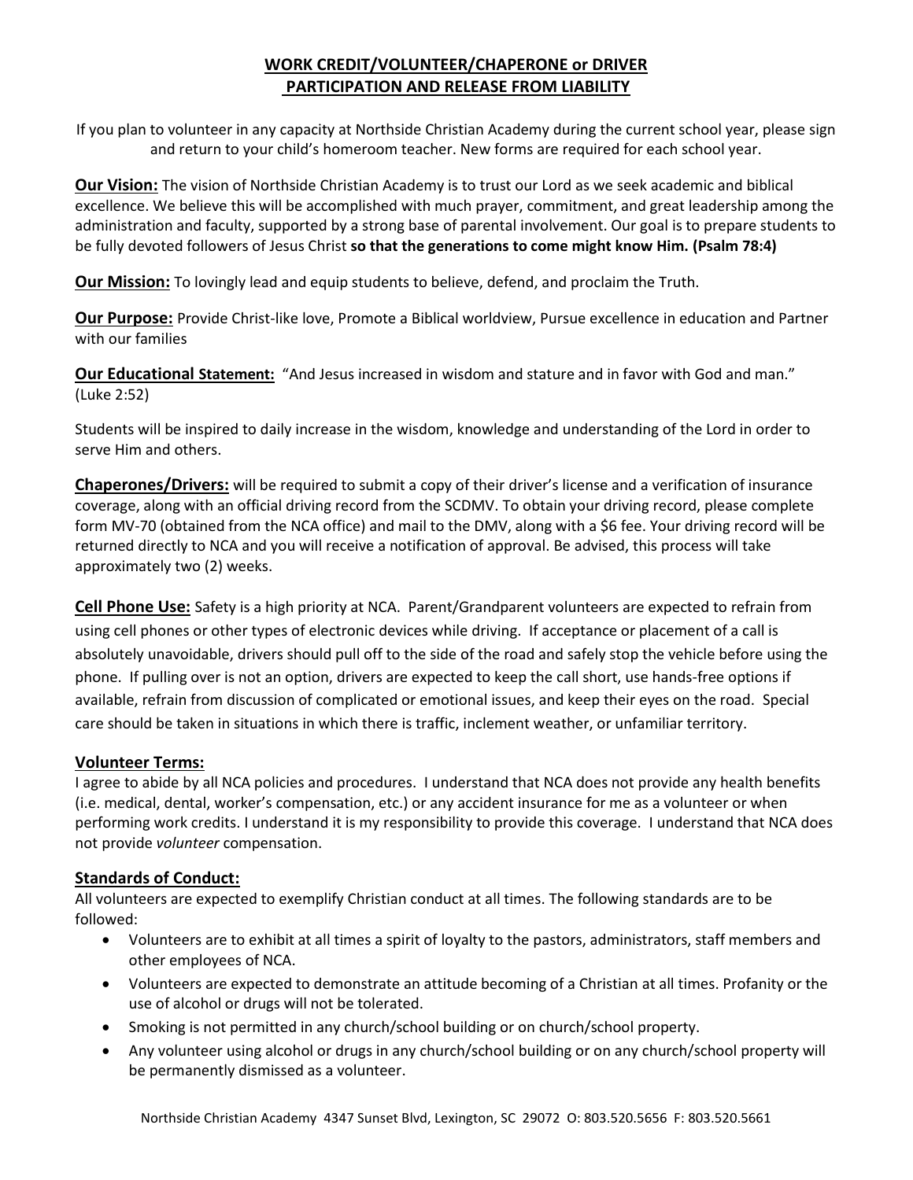# WORK CREDIT/VOLUNTEER/CHAPERONE or DRIVER PARTICIPATION AND RELEASE FROM LIABILITY

If you plan to volunteer in any capacity at Northside Christian Academy during the current school year, please sign and return to your child's homeroom teacher. New forms are required for each school year.

**Our Vision:** The vision of Northside Christian Academy is to trust our Lord as we seek academic and biblical excellence. We believe this will be accomplished with much prayer, commitment, and great leadership among the administration and faculty, supported by a strong base of parental involvement. Our goal is to prepare students to be fully devoted followers of Jesus Christ **so that the generations to come might know Him. (Psalm 78:4)**

**Our Mission:** To lovingly lead and equip students to believe, defend, and proclaim the Truth.

**Our Purpose:** Provide Christ-like love, Promote a Biblical worldview, Pursue excellence in education and Partner with our families

**Our Educational Statement:** "And Jesus increased in wisdom and stature and in favor with God and man." (Luke 2:52)

Students will be inspired to daily increase in the wisdom, knowledge and understanding of the Lord in order to serve Him and others.

**Chaperones/Drivers:** will be required to submit a copy of their driver's license and a verification of insurance coverage, along with an official driving record from the SCDMV. To obtain your driving record, please complete form MV-70 (obtained from the NCA office) and mail to the DMV, along with a $6 fee. Your driving record will be returned directly to NCA and you will receive a notification of approval. Be advised, this process will take approximately two (2) weeks.

**Cell Phone Use:** Safety is a high priority at NCA. Parent/Grandparent volunteers are expected to refrain from using cell phones or other types of electronic devices while driving. If acceptance or placement of a call is absolutely unavoidable, drivers should pull off to the side of the road and safely stop the vehicle before using the phone. If pulling over is not an option, drivers are expected to keep the call short, use hands-free options if available, refrain from discussion of complicated or emotional issues, and keep their eyes on the road. Special care should be taken in situations in which there is traffic, inclement weather, or unfamiliar territory.

## Volunteer Terms:

I agree to abide by all NCA policies and procedures. I understand that NCA does not provide any health benefits (i.e. medical, dental, worker's compensation, etc.) or any accident insurance for me as a volunteer or when performing work credits. I understand it is my responsibility to provide this coverage. I understand that NCA does not provide *volunteer* compensation.

## Standards of Conduct:

All volunteers are expected to exemplify Christian conduct at all times. The following standards are to be followed:

- Volunteers are to exhibit at all times a spirit of loyalty to the pastors, administrators, staff members and other employees of NCA.
- Volunteers are expected to demonstrate an attitude becoming of a Christian at all times. Profanity or the use of alcohol or drugs will not be tolerated.
- Smoking is not permitted in any church/school building or on church/school property.
- Any volunteer using alcohol or drugs in any church/school building or on any church/school property will be permanently dismissed as a volunteer.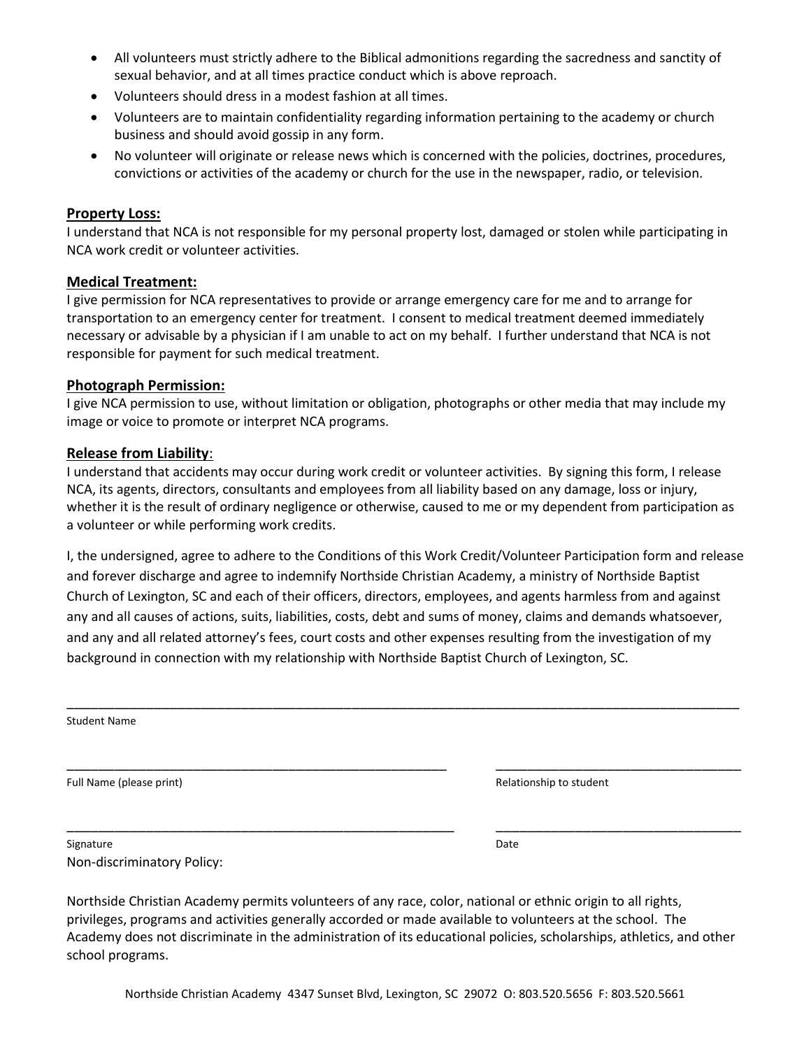- All volunteers must strictly adhere to the Biblical admonitions regarding the sacredness and sanctity of sexual behavior, and at all times practice conduct which is above reproach.
- Volunteers should dress in a modest fashion at all times.
- Volunteers are to maintain confidentiality regarding information pertaining to the academy or church business and should avoid gossip in any form.
- No volunteer will originate or release news which is concerned with the policies, doctrines, procedures, convictions or activities of the academy or church for the use in the newspaper, radio, or television.

**Property Loss:**

I understand that NCA is not responsible for my personal property lost, damaged or stolen while participating in NCA work credit or volunteer activities.

**Medical Treatment:**

I give permission for NCA representatives to provide or arrange emergency care for me and to arrange for transportation to an emergency center for treatment. I consent to medical treatment deemed immediately necessary or advisable by a physician if I am unable to act on my behalf. I further understand that NCA is not responsible for payment for such medical treatment.

**Photograph Permission:**

I give NCA permission to use, without limitation or obligation, photographs or other media that may include my image or voice to promote or interpret NCA programs.

**Release from Liability**:

I understand that accidents may occur during work credit or volunteer activities. By signing this form, I release NCA, its agents, directors, consultants and employees from all liability based on any damage, loss or injury, whether it is the result of ordinary negligence or otherwise, caused to me or my dependent from participation as a volunteer or while performing work credits.

I, the undersigned, agree to adhere to the Conditions of this Work Credit/Volunteer Participation form and release and forever discharge and agree to indemnify Northside Christian Academy, a ministry of Northside Baptist Church of Lexington, SC and each of their officers, directors, employees, and agents harmless from and against any and all causes of actions, suits, liabilities, costs, debt and sums of money, claims and demands whatsoever, and any and all related attorney's fees, court costs and other expenses resulting from the investigation of my background in connection with my relationship with Northside Baptist Church of Lexington, SC.

_______________________________________________________________________________

Student Name

_______________________________________________ _____________________________

Full Name (please print) Relationship to student

_______________________________________________ _____________________________

Signature Date

Non-discriminatory Policy:

Northside Christian Academy permits volunteers of any race, color, national or ethnic origin to all rights, privileges, programs and activities generally accorded or made available to volunteers at the school. The Academy does not discriminate in the administration of its educational policies, scholarships, athletics, and other school programs.

Northside Christian Academy 4347 Sunset Blvd, Lexington, SC 29072 O: 803.520.5656 F: 803.520.5661